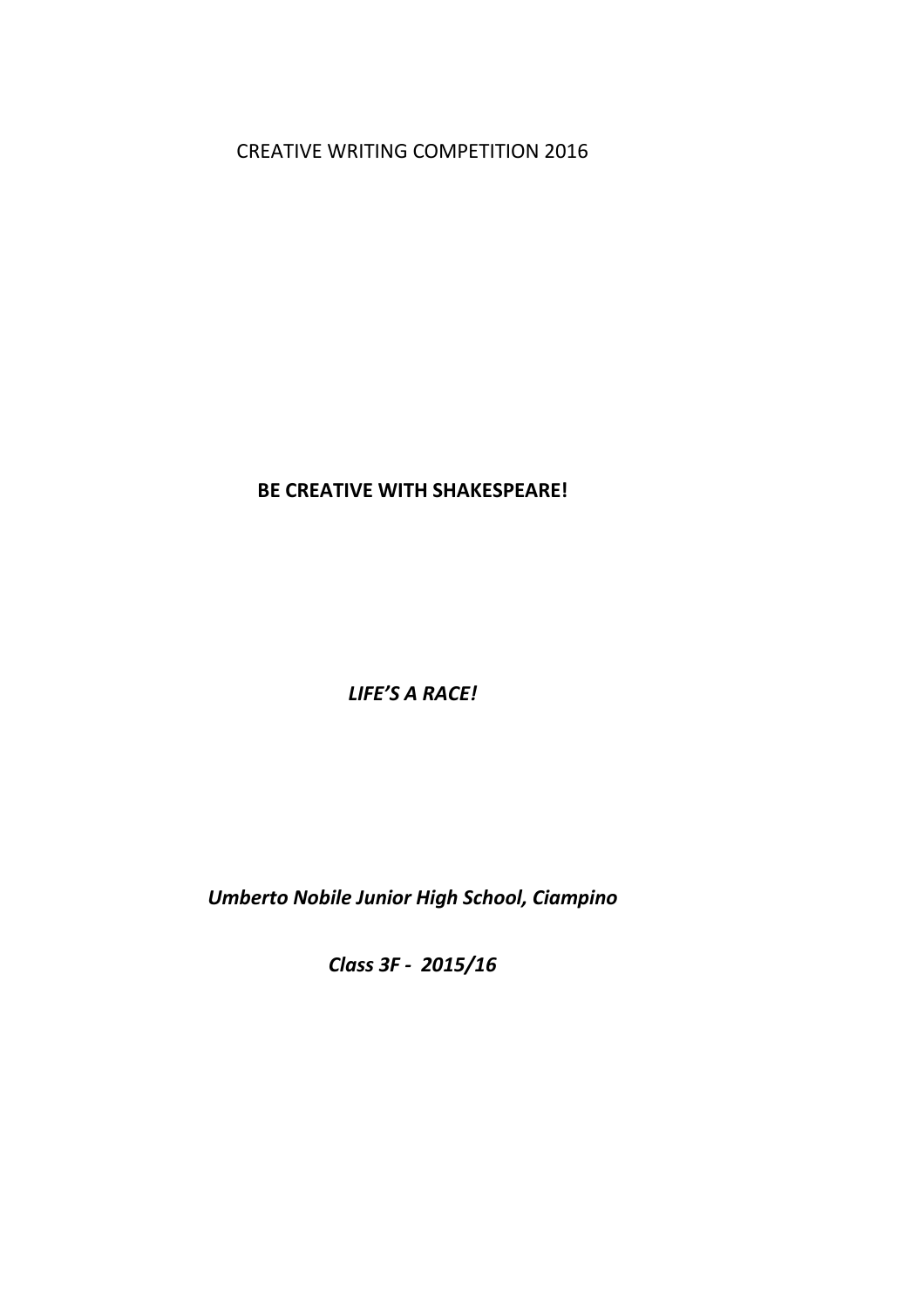CREATIVE WRITING COMPETITION 2016

**BE CREATIVE WITH SHAKESPEARE!**

***LIFE'S A RACE!***

***Umberto Nobile Junior High School, Ciampino***

***Class 3F - 2015/16***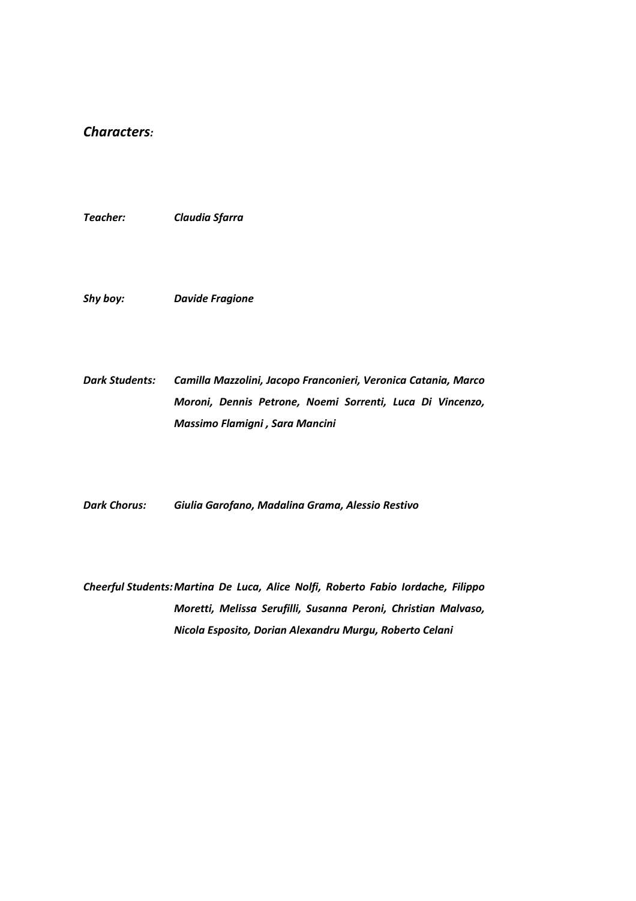## *Characters:*

*Teacher:* *Claudia Sfarra*

*Shy boy:* *Davide Fragione*

*Dark Students:* *Camilla Mazzolini, Jacopo Franconieri, Veronica Catania, Marco Moroni, Dennis Petrone, Noemi Sorrenti, Luca Di Vincenzo, Massimo Flamigni , Sara Mancini*

*Dark Chorus:* *Giulia Garofano, Madalina Grama, Alessio Restivo*

*Cheerful Students:* *Martina De Luca, Alice Nolfi, Roberto Fabio Iordache, Filippo Moretti, Melissa Serufilli, Susanna Peroni, Christian Malvaso, Nicola Esposito, Dorian Alexandru Murgu, Roberto Celani*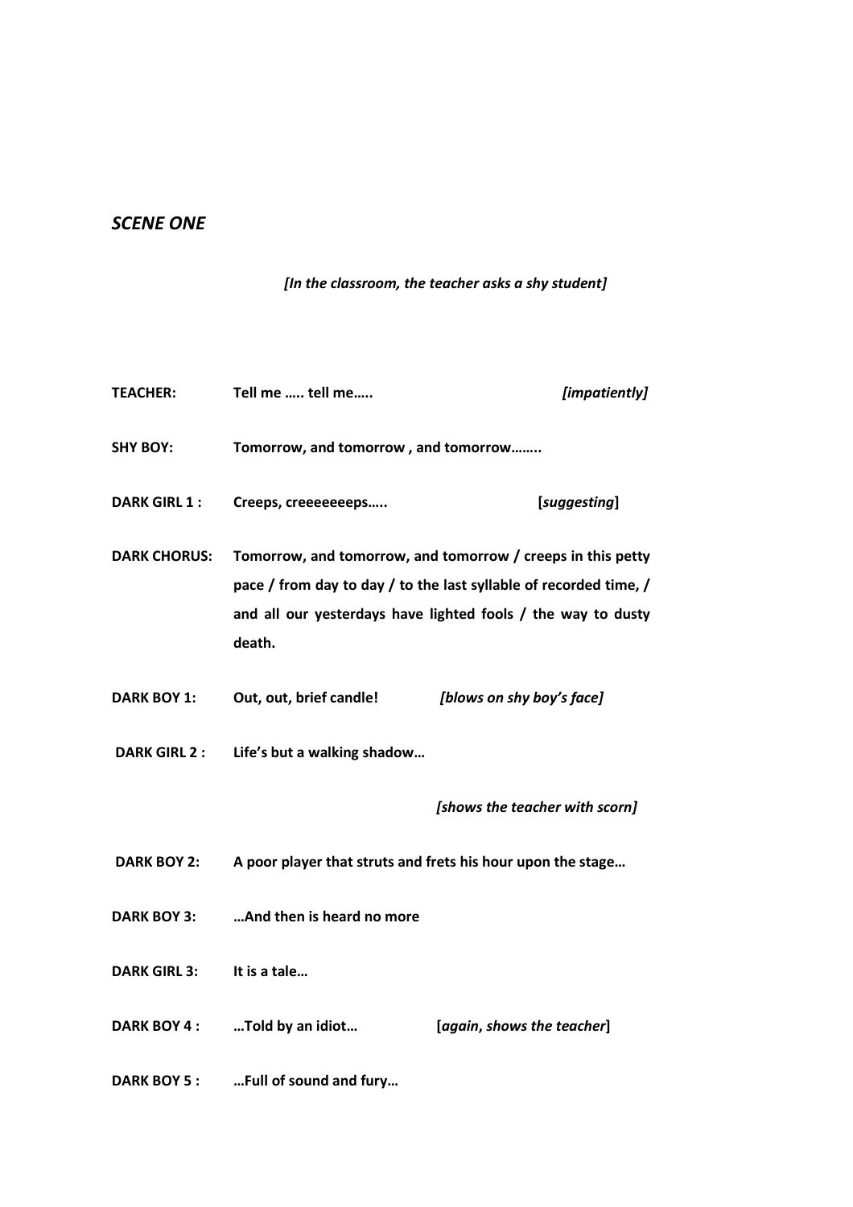*SCENE ONE*

*[In the classroom, the teacher asks a shy student]*

**TEACHER:** **Tell me ….. tell me…..** ***[impatiently]***

**SHY BOY:** **Tomorrow, and tomorrow , and tomorrow……..**

**DARK GIRL 1 :** **Creeps, creeeeeeeps…..** **[*suggesting*]**

**DARK CHORUS:** **Tomorrow, and tomorrow, and tomorrow / creeps in this petty pace / from day to day / to the last syllable of recorded time, / and all our yesterdays have lighted fools / the way to dusty death.**

**DARK BOY 1:** **Out, out, brief candle!** ***[blows on shy boy's face]***

**DARK GIRL 2 :** **Life's but a walking shadow…**

***[shows the teacher with scorn]***

**DARK BOY 2:** **A poor player that struts and frets his hour upon the stage…**

**DARK BOY 3:** **…And then is heard no more**

**DARK GIRL 3:** **It is a tale…**

**DARK BOY 4 :** **…Told by an idiot…** **[*again*, *shows the teacher*]**

**DARK BOY 5 :** **…Full of sound and fury…**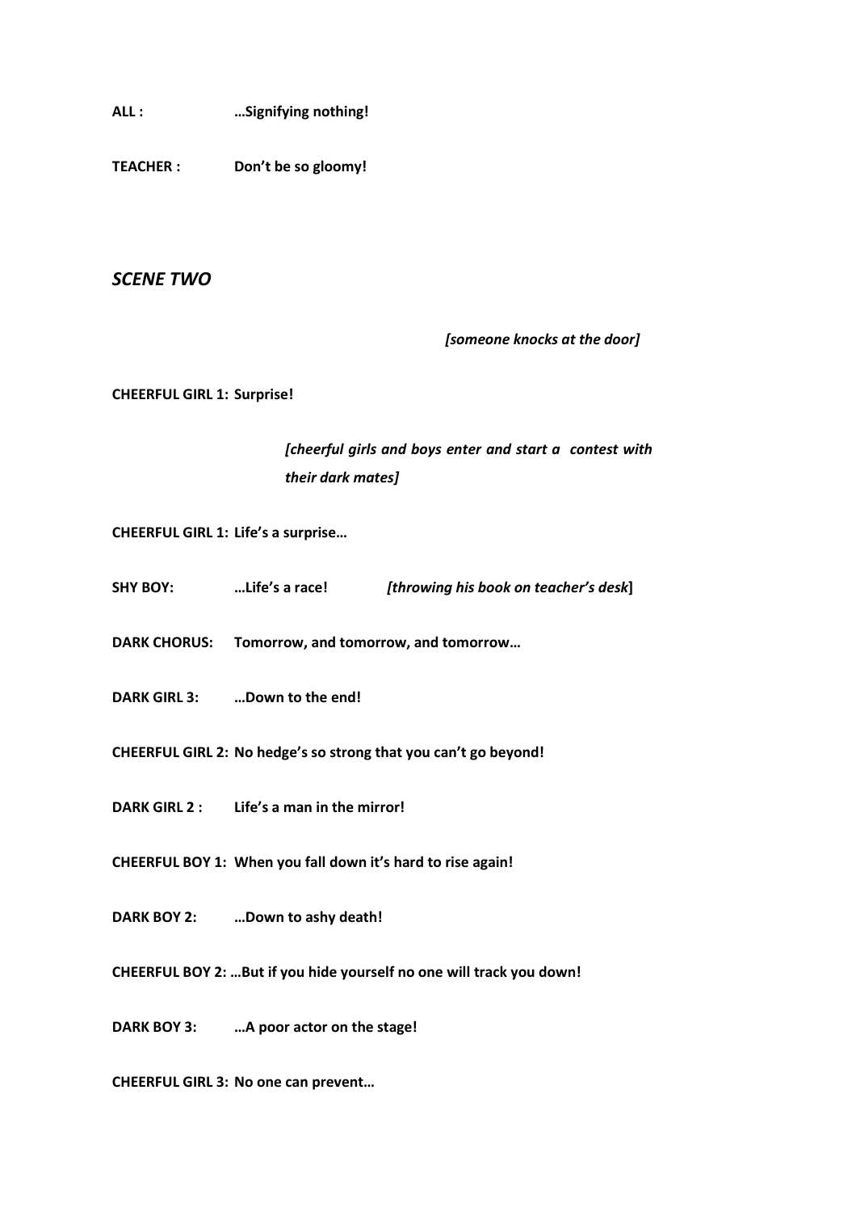**ALL :** **…Signifying nothing!**

**TEACHER :** **Don't be so gloomy!**

## *SCENE TWO*

*[someone knocks at the door]*

**CHEERFUL GIRL 1: Surprise!**

***[cheerful girls and boys enter and start a contest with their dark mates]***

**CHEERFUL GIRL 1: Life's a surprise…**

**SHY BOY:** **…Life's a race!** ***[throwing his book on teacher's desk*]**

**DARK CHORUS:** **Tomorrow, and tomorrow, and tomorrow…**

**DARK GIRL 3:** **…Down to the end!**

**CHEERFUL GIRL 2: No hedge's so strong that you can't go beyond!**

**DARK GIRL 2 :** **Life's a man in the mirror!**

**CHEERFUL BOY 1: When you fall down it's hard to rise again!**

**DARK BOY 2:** **…Down to ashy death!**

**CHEERFUL BOY 2: …But if you hide yourself no one will track you down!**

**DARK BOY 3:** **…A poor actor on the stage!**

**CHEERFUL GIRL 3: No one can prevent…**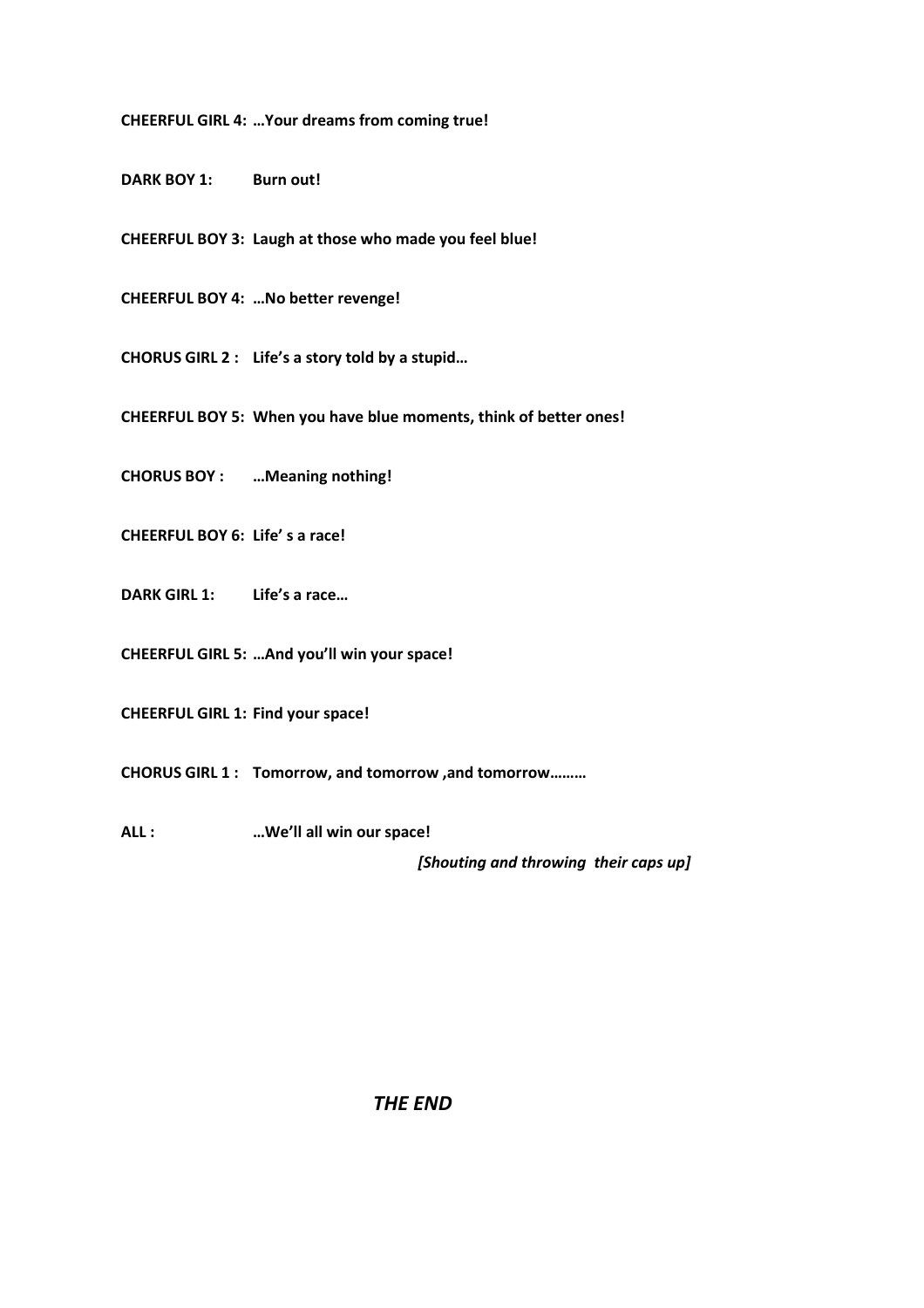**CHEERFUL GIRL 4: …Your dreams from coming true!**

**DARK BOY 1: Burn out!**

**CHEERFUL BOY 3: Laugh at those who made you feel blue!**

**CHEERFUL BOY 4: …No better revenge!**

**CHORUS GIRL 2 : Life's a story told by a stupid…**

**CHEERFUL BOY 5: When you have blue moments, think of better ones!**

**CHORUS BOY : …Meaning nothing!**

**CHEERFUL BOY 6: Life' s a race!**

**DARK GIRL 1: Life's a race…**

**CHEERFUL GIRL 5: …And you'll win your space!**

**CHEERFUL GIRL 1: Find your space!**

**CHORUS GIRL 1 : Tomorrow, and tomorrow ,and tomorrow………**

**ALL : …We'll all win our space!**

***[Shouting and throwing their caps up]***

***THE END***